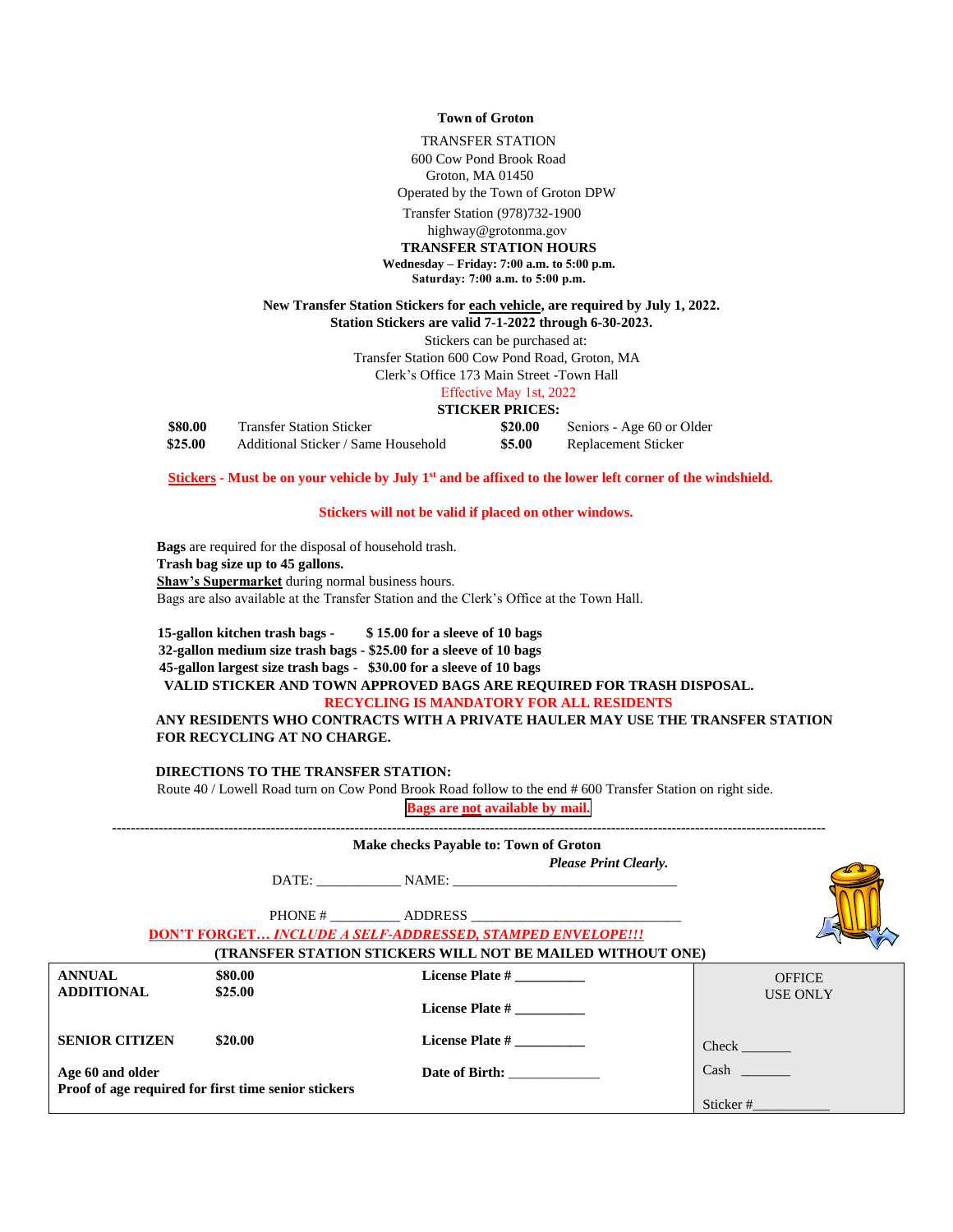**Town of Groton**

TRANSFER STATION
600 Cow Pond Brook Road
Groton, MA 01450
Operated by the Town of Groton DPW

Transfer Station (978)732-1900
highway@grotonma.gov

**TRANSFER STATION HOURS**
**Wednesday – Friday: 7:00 a.m. to 5:00 p.m.**
**Saturday: 7:00 a.m. to 5:00 p.m.**

**New Transfer Station Stickers for each vehicle, are required by July 1, 2022.**
**Station Stickers are valid 7-1-2022 through 6-30-2023.**

Stickers can be purchased at:
Transfer Station 600 Cow Pond Road, Groton, MA
Clerk's Office 173 Main Street -Town Hall

Effective May 1st, 2022

**STICKER PRICES:**

| | | | |
|---|---|---|---|
| **$80.00** | Transfer Station Sticker | **$20.00** | Seniors - Age 60 or Older |
| **$25.00** | Additional Sticker / Same Household | **$5.00** | Replacement Sticker |

**Stickers - Must be on your vehicle by July 1st and be affixed to the lower left corner of the windshield.**

**Stickers will not be valid if placed on other windows.**

**Bags** are required for the disposal of household trash.
**Trash bag size up to 45 gallons.**
**Shaw's Supermarket** during normal business hours.
Bags are also available at the Transfer Station and the Clerk's Office at the Town Hall.

**15-gallon kitchen trash bags - $ 15.00 for a sleeve of 10 bags**
**32-gallon medium size trash bags - $25.00 for a sleeve of 10 bags**
**45-gallon largest size trash bags - $30.00 for a sleeve of 10 bags**

**VALID STICKER AND TOWN APPROVED BAGS ARE REQUIRED FOR TRASH DISPOSAL.**

**RECYCLING IS MANDATORY FOR ALL RESIDENTS**

**ANY RESIDENTS WHO CONTRACTS WITH A PRIVATE HAULER MAY USE THE TRANSFER STATION FOR RECYCLING AT NO CHARGE.**

**DIRECTIONS TO THE TRANSFER STATION:**
Route 40 / Lowell Road turn on Cow Pond Brook Road follow to the end # 600 Transfer Station on right side.

**Bags are not available by mail.**

---

**Make checks Payable to: Town of Groton**

***Please Print Clearly.***

DATE: ____________ NAME: ________________________________

PHONE # __________ ADDRESS ______________________________

***DON'T FORGET… INCLUDE A SELF-ADDRESSED, STAMPED ENVELOPE!!!***

**(TRANSFER STATION STICKERS WILL NOT BE MAILED WITHOUT ONE)**

| | | | |
|---|---|---|---|
| **ANNUAL** | **$80.00** | **License Plate #** __________ | OFFICE USE ONLY |
| **ADDITIONAL** | **$25.00** | **License Plate #** __________ | |
| **SENIOR CITIZEN** | **$20.00** | **License Plate #** __________ | Check _______ |
| **Age 60 and older** | | **Date of Birth:** _____________ | Cash _______ |
| **Proof of age required for first time senior stickers** | | | Sticker #__________ |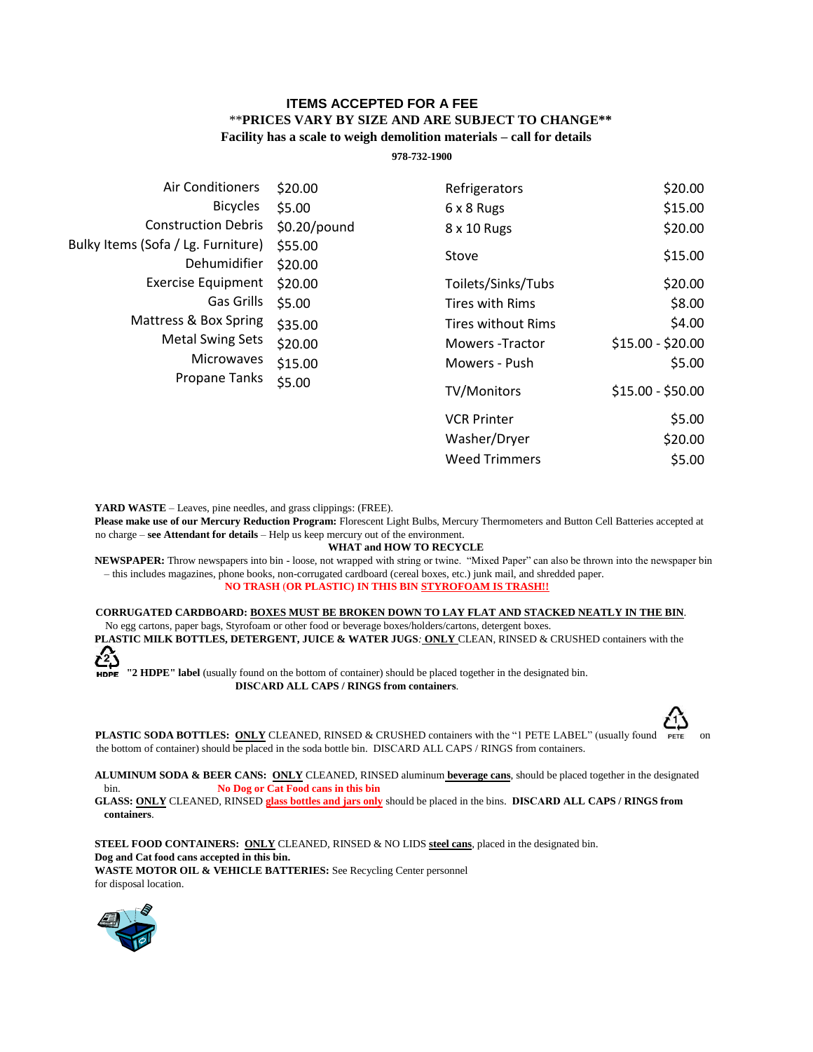### ITEMS ACCEPTED FOR A FEE

****PRICES VARY BY SIZE AND ARE SUBJECT TO CHANGE****

**Facility has a scale to weigh demolition materials – call for details**

**978-732-1900**

| | | | |
|---|---|---|---|
| Air Conditioners | $20.00 | Refrigerators | $20.00 |
| Bicycles | $5.00 | 6 x 8 Rugs | $15.00 |
| Construction Debris | $0.20/pound | 8 x 10 Rugs | $20.00 |
| Bulky Items (Sofa / Lg. Furniture) | $55.00 | Stove | $15.00 |
| Dehumidifier | $20.00 | Toilets/Sinks/Tubs | $20.00 |
| Exercise Equipment | $20.00 | Tires with Rims | $8.00 |
| Gas Grills | $5.00 | Tires without Rims | $4.00 |
| Mattress & Box Spring | $35.00 | Mowers -Tractor | $15.00 - $20.00 |
| Metal Swing Sets | $20.00 | Mowers - Push | $5.00 |
| Microwaves | $15.00 | TV/Monitors | $15.00 - $50.00 |
| Propane Tanks | $5.00 | VCR Printer | $5.00 |
| | | Washer/Dryer | $20.00 |
| | | Weed Trimmers | $5.00 |

**YARD WASTE** – Leaves, pine needles, and grass clippings: (FREE).

**Please make use of our Mercury Reduction Program:** Florescent Light Bulbs, Mercury Thermometers and Button Cell Batteries accepted at no charge – **see Attendant for details** – Help us keep mercury out of the environment.

**WHAT and HOW TO RECYCLE**

**NEWSPAPER:** Throw newspapers into bin - loose, not wrapped with string or twine. "Mixed Paper" can also be thrown into the newspaper bin – this includes magazines, phone books, non-corrugated cardboard (cereal boxes, etc.) junk mail, and shredded paper.

**NO TRASH (OR PLASTIC) IN THIS BIN STYROFOAM IS TRASH!!**

**CORRUGATED CARDBOARD: BOXES MUST BE BROKEN DOWN TO LAY FLAT AND STACKED NEATLY IN THE BIN**. No egg cartons, paper bags, Styrofoam or other food or beverage boxes/holders/cartons, detergent boxes.

**PLASTIC MILK BOTTLES, DETERGENT, JUICE & WATER JUGS: ONLY** CLEAN, RINSED & CRUSHED containers with the 2 HDPE **"2 HDPE" label** (usually found on the bottom of container) should be placed together in the designated bin.

**DISCARD ALL CAPS / RINGS from containers**.

**PLASTIC SODA BOTTLES: ONLY** CLEANED, RINSED & CRUSHED containers with the "1 PETE LABEL" (usually found 1 PETE on the bottom of container) should be placed in the soda bottle bin. DISCARD ALL CAPS / RINGS from containers.

**ALUMINUM SODA & BEER CANS: ONLY** CLEANED, RINSED aluminum **beverage cans**, should be placed together in the designated bin. **No Dog or Cat Food cans in this bin**

**GLASS: ONLY** CLEANED, RINSED **glass bottles and jars only** should be placed in the bins. **DISCARD ALL CAPS / RINGS from containers**.

**STEEL FOOD CONTAINERS: ONLY** CLEANED, RINSED & NO LIDS **steel cans**, placed in the designated bin. **Dog and Cat food cans accepted in this bin.**

**WASTE MOTOR OIL & VEHICLE BATTERIES:** See Recycling Center personnel for disposal location.